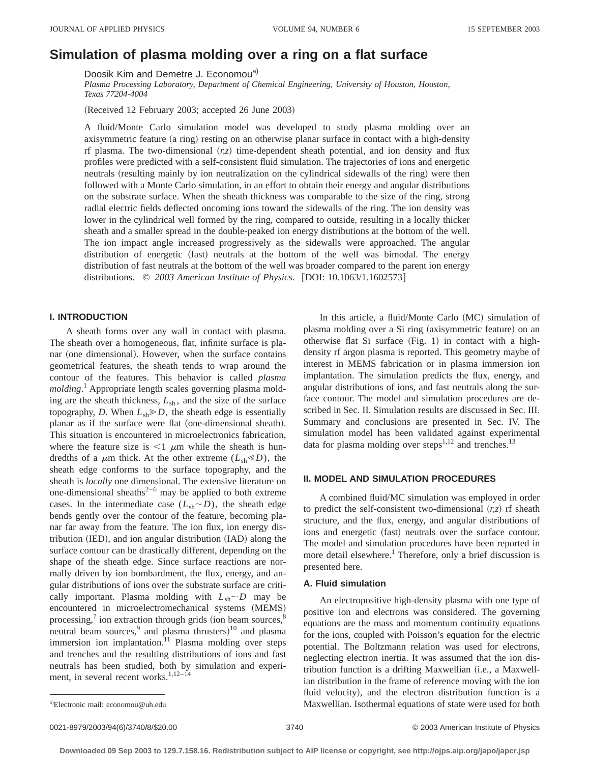# Simulation of plasma molding over a ring on a flat surface

Doosik Kim and Demetre J. Economou[a)]

*Plasma Processing Laboratory, Department of Chemical Engineering, University of Houston, Houston, Texas 77204-4004*

(Received 12 February 2003; accepted 26 June 2003)

A fluid/Monte Carlo simulation model was developed to study plasma molding over an axisymmetric feature (a ring) resting on an otherwise planar surface in contact with a high-density rf plasma. The two-dimensional $(r,z)$ time-dependent sheath potential, and ion density and flux profiles were predicted with a self-consistent fluid simulation. The trajectories of ions and energetic neutrals (resulting mainly by ion neutralization on the cylindrical sidewalls of the ring) were then followed with a Monte Carlo simulation, in an effort to obtain their energy and angular distributions on the substrate surface. When the sheath thickness was comparable to the size of the ring, strong radial electric fields deflected oncoming ions toward the sidewalls of the ring. The ion density was lower in the cylindrical well formed by the ring, compared to outside, resulting in a locally thicker sheath and a smaller spread in the double-peaked ion energy distributions at the bottom of the well. The ion impact angle increased progressively as the sidewalls were approached. The angular distribution of energetic (fast) neutrals at the bottom of the well was bimodal. The energy distribution of fast neutrals at the bottom of the well was broader compared to the parent ion energy distributions. © *2003 American Institute of Physics.* [DOI: 10.1063/1.1602573]

## I. INTRODUCTION

A sheath forms over any wall in contact with plasma. The sheath over a homogeneous, flat, infinite surface is planar (one dimensional). However, when the surface contains geometrical features, the sheath tends to wrap around the contour of the features. This behavior is called *plasma molding*.[1] Appropriate length scales governing plasma molding are the sheath thickness, $L_{sh}$, and the size of the surface topography, $D$. When $L_{sh} \gg D$, the sheath edge is essentially planar as if the surface were flat (one-dimensional sheath). This situation is encountered in microelectronics fabrication, where the feature size is $<1$ $\mu$m while the sheath is hundredths of a $\mu$m thick. At the other extreme ($L_{sh} \ll D$), the sheath edge conforms to the surface topography, and the sheath is *locally* one dimensional. The extensive literature on one-dimensional sheaths[2–6] may be applied to both extreme cases. In the intermediate case ($L_{sh} \sim D$), the sheath edge bends gently over the contour of the feature, becoming planar far away from the feature. The ion flux, ion energy distribution (IED), and ion angular distribution (IAD) along the surface contour can be drastically different, depending on the shape of the sheath edge. Since surface reactions are normally driven by ion bombardment, the flux, energy, and angular distributions of ions over the substrate surface are critically important. Plasma molding with $L_{sh} \sim D$ may be encountered in microelectromechanical systems (MEMS) processing,[7] ion extraction through grids (ion beam sources,[8] neutral beam sources,[9] and plasma thrusters)[10] and plasma immersion ion implantation.[11] Plasma molding over steps and trenches and the resulting distributions of ions and fast neutrals has been studied, both by simulation and experiment, in several recent works.[1,12–14]

In this article, a fluid/Monte Carlo (MC) simulation of plasma molding over a Si ring (axisymmetric feature) on an otherwise flat Si surface (Fig. 1) in contact with a high-density rf argon plasma is reported. This geometry maybe of interest in MEMS fabrication or in plasma immersion ion implantation. The simulation predicts the flux, energy, and angular distributions of ions, and fast neutrals along the surface contour. The model and simulation procedures are described in Sec. II. Simulation results are discussed in Sec. III. Summary and conclusions are presented in Sec. IV. The simulation model has been validated against experimental data for plasma molding over steps[1,12] and trenches.[13]

## II. MODEL AND SIMULATION PROCEDURES

A combined fluid/MC simulation was employed in order to predict the self-consistent two-dimensional $(r,z)$ rf sheath structure, and the flux, energy, and angular distributions of ions and energetic (fast) neutrals over the surface contour. The model and simulation procedures have been reported in more detail elsewhere.[1] Therefore, only a brief discussion is presented here.

### A. Fluid simulation

An electropositive high-density plasma with one type of positive ion and electrons was considered. The governing equations are the mass and momentum continuity equations for the ions, coupled with Poisson's equation for the electric potential. The Boltzmann relation was used for electrons, neglecting electron inertia. It was assumed that the ion distribution function is a drifting Maxwellian (i.e., a Maxwellian distribution in the frame of reference moving with the ion fluid velocity), and the electron distribution function is a Maxwellian. Isothermal equations of state were used for both

[a)]Electronic mail: economou@uh.edu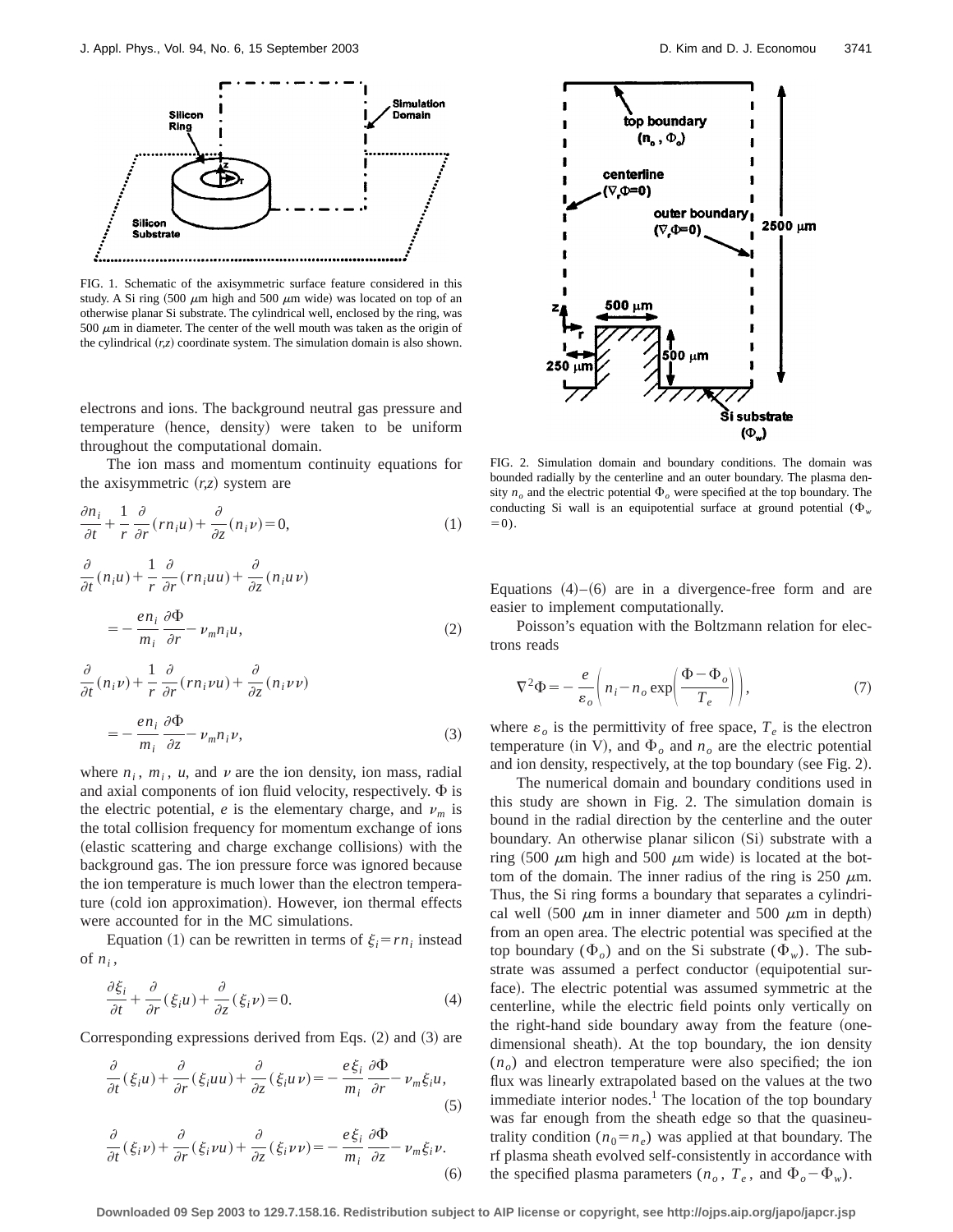FIG. 1. Schematic of the axisymmetric surface feature considered in this study. A Si ring (500 $\mu$m high and 500 $\mu$m wide) was located on top of an otherwise planar Si substrate. The cylindrical well, enclosed by the ring, was 500 $\mu$m in diameter. The center of the well mouth was taken as the origin of the cylindrical $(r,z)$ coordinate system. The simulation domain is also shown.

electrons and ions. The background neutral gas pressure and temperature (hence, density) were taken to be uniform throughout the computational domain.

The ion mass and momentum continuity equations for the axisymmetric $(r,z)$ system are

$$\frac{\partial n_i}{\partial t} + \frac{1}{r}\frac{\partial}{\partial r}(r n_i u) + \frac{\partial}{\partial z}(n_i v) = 0, \tag{1}$$

$$\frac{\partial}{\partial t}(n_i u) + \frac{1}{r}\frac{\partial}{\partial r}(r n_i u u) + \frac{\partial}{\partial z}(n_i u v) = -\frac{e n_i}{m_i}\frac{\partial \Phi}{\partial r} - \nu_m n_i u, \tag{2}$$

$$\frac{\partial}{\partial t}(n_i v) + \frac{1}{r}\frac{\partial}{\partial r}(r n_i v u) + \frac{\partial}{\partial z}(n_i v v) = -\frac{e n_i}{m_i}\frac{\partial \Phi}{\partial z} - \nu_m n_i v, \tag{3}$$

where $n_i$, $m_i$, $u$, and $v$ are the ion density, ion mass, radial and axial components of ion fluid velocity, respectively. $\Phi$ is the electric potential, $e$ is the elementary charge, and $\nu_m$ is the total collision frequency for momentum exchange of ions (elastic scattering and charge exchange collisions) with the background gas. The ion pressure force was ignored because the ion temperature is much lower than the electron temperature (cold ion approximation). However, ion thermal effects were accounted for in the MC simulations.

Equation (1) can be rewritten in terms of $\xi_i = r n_i$ instead of $n_i$,

$$\frac{\partial \xi_i}{\partial t} + \frac{\partial}{\partial r}(\xi_i u) + \frac{\partial}{\partial z}(\xi_i v) = 0. \tag{4}$$

Corresponding expressions derived from Eqs. (2) and (3) are

$$\frac{\partial}{\partial t}(\xi_i u) + \frac{\partial}{\partial r}(\xi_i u u) + \frac{\partial}{\partial z}(\xi_i u v) = -\frac{e \xi_i}{m_i}\frac{\partial \Phi}{\partial r} - \nu_m \xi_i u, \tag{5}$$

$$\frac{\partial}{\partial t}(\xi_i v) + \frac{\partial}{\partial r}(\xi_i v u) + \frac{\partial}{\partial z}(\xi_i v v) = -\frac{e \xi_i}{m_i}\frac{\partial \Phi}{\partial z} - \nu_m \xi_i v. \tag{6}$$

FIG. 2. Simulation domain and boundary conditions. The domain was bounded radially by the centerline and an outer boundary. The plasma density $n_o$ and the electric potential $\Phi_o$ were specified at the top boundary. The conducting Si wall is an equipotential surface at ground potential ($\Phi_w = 0$).

Equations (4)–(6) are in a divergence-free form and are easier to implement computationally.

Poisson's equation with the Boltzmann relation for electrons reads

$$\nabla^2 \Phi = -\frac{e}{\varepsilon_o}\left(n_i - n_o \exp\left(\frac{\Phi - \Phi_o}{T_e}\right)\right), \tag{7}$$

where $\varepsilon_o$ is the permittivity of free space, $T_e$ is the electron temperature (in V), and $\Phi_o$ and $n_o$ are the electric potential and ion density, respectively, at the top boundary (see Fig. 2).

The numerical domain and boundary conditions used in this study are shown in Fig. 2. The simulation domain is bound in the radial direction by the centerline and the outer boundary. An otherwise planar silicon (Si) substrate with a ring (500 $\mu$m high and 500 $\mu$m wide) is located at the bottom of the domain. The inner radius of the ring is 250 $\mu$m. Thus, the Si ring forms a boundary that separates a cylindrical well (500 $\mu$m in inner diameter and 500 $\mu$m in depth) from an open area. The electric potential was specified at the top boundary ($\Phi_o$) and on the Si substrate ($\Phi_w$). The substrate was assumed a perfect conductor (equipotential surface). The electric potential was assumed symmetric at the centerline, while the electric field points only vertically on the right-hand side boundary away from the feature (one-dimensional sheath). At the top boundary, the ion density ($n_o$) and electron temperature were also specified; the ion flux was linearly extrapolated based on the values at the two immediate interior nodes.[1] The location of the top boundary was far enough from the sheath edge so that the quasineutrality condition ($n_0 = n_e$) was applied at that boundary. The rf plasma sheath evolved self-consistently in accordance with the specified plasma parameters ($n_o$, $T_e$, and $\Phi_o - \Phi_w$).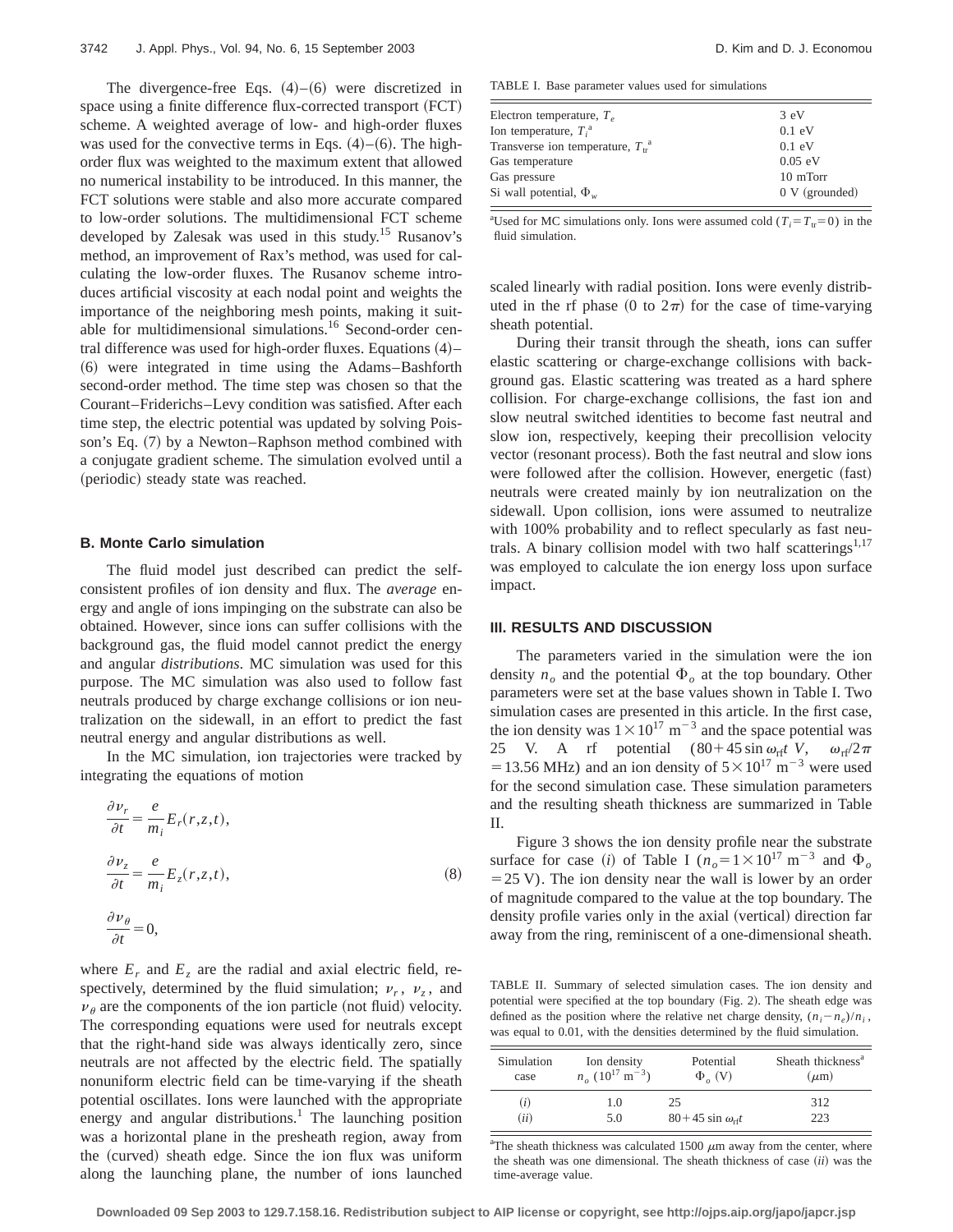The divergence-free Eqs. (4)–(6) were discretized in space using a finite difference flux-corrected transport (FCT) scheme. A weighted average of low- and high-order fluxes was used for the convective terms in Eqs. (4)–(6). The high-order flux was weighted to the maximum extent that allowed no numerical instability to be introduced. In this manner, the FCT solutions were stable and also more accurate compared to low-order solutions. The multidimensional FCT scheme developed by Zalesak was used in this study.[15] Rusanov's method, an improvement of Rax's method, was used for calculating the low-order fluxes. The Rusanov scheme introduces artificial viscosity at each nodal point and weights the importance of the neighboring mesh points, making it suitable for multidimensional simulations.[16] Second-order central difference was used for high-order fluxes. Equations (4)–(6) were integrated in time using the Adams–Bashforth second-order method. The time step was chosen so that the Courant–Friderichs–Levy condition was satisfied. After each time step, the electric potential was updated by solving Poisson's Eq. (7) by a Newton–Raphson method combined with a conjugate gradient scheme. The simulation evolved until a (periodic) steady state was reached.

### B. Monte Carlo simulation

The fluid model just described can predict the self-consistent profiles of ion density and flux. The *average* energy and angle of ions impinging on the substrate can also be obtained. However, since ions can suffer collisions with the background gas, the fluid model cannot predict the energy and angular *distributions*. MC simulation was used for this purpose. The MC simulation was also used to follow fast neutrals produced by charge exchange collisions or ion neutralization on the sidewall, in an effort to predict the fast neutral energy and angular distributions as well.

In the MC simulation, ion trajectories were tracked by integrating the equations of motion

$$
\begin{aligned}
\frac{\partial v_r}{\partial t} &= \frac{e}{m_i} E_r(r,z,t), \\
\frac{\partial v_z}{\partial t} &= \frac{e}{m_i} E_z(r,z,t), \\
\frac{\partial v_\theta}{\partial t} &= 0,
\end{aligned}
\tag{8}
$$

where $E_r$ and $E_z$ are the radial and axial electric field, respectively, determined by the fluid simulation; $v_r$, $v_z$, and $v_\theta$ are the components of the ion particle (not fluid) velocity. The corresponding equations were used for neutrals except that the right-hand side was always identically zero, since neutrals are not affected by the electric field. The spatially nonuniform electric field can be time-varying if the sheath potential oscillates. Ions were launched with the appropriate energy and angular distributions.[1] The launching position was a horizontal plane in the presheath region, away from the (curved) sheath edge. Since the ion flux was uniform along the launching plane, the number of ions launched scaled linearly with radial position. Ions were evenly distributed in the rf phase (0 to $2\pi$) for the case of time-varying sheath potential.

During their transit through the sheath, ions can suffer elastic scattering or charge-exchange collisions with background gas. Elastic scattering was treated as a hard sphere collision. For charge-exchange collisions, the fast ion and slow neutral switched identities to become fast neutral and slow ion, respectively, keeping their precollision velocity vector (resonant process). Both the fast neutral and slow ions were followed after the collision. However, energetic (fast) neutrals were created mainly by ion neutralization on the sidewall. Upon collision, ions were assumed to neutralize with 100% probability and to reflect specularly as fast neutrals. A binary collision model with two half scatterings[1,17] was employed to calculate the ion energy loss upon surface impact.

TABLE I. Base parameter values used for simulations

| Parameter | Value |
|---|---|
| Electron temperature, $T_e$ | 3 eV |
| Ion temperature, $T_i$[a] | 0.1 eV |
| Transverse ion temperature, $T_{tr}$[a] | 0.1 eV |
| Gas temperature | 0.05 eV |
| Gas pressure | 10 mTorr |
| Si wall potential, $\Phi_w$ | 0 V (grounded) |

[a]Used for MC simulations only. Ions were assumed cold ($T_i = T_{tr} = 0$) in the fluid simulation.

## III. RESULTS AND DISCUSSION

The parameters varied in the simulation were the ion density $n_o$ and the potential $\Phi_o$ at the top boundary. Other parameters were set at the base values shown in Table I. Two simulation cases are presented in this article. In the first case, the ion density was $1\times 10^{17}\ \mathrm{m}^{-3}$ and the space potential was 25 V. A rf potential ($80+45\sin\omega_{rf}t$ V, $\omega_{rf}/2\pi = 13.56$ MHz) and an ion density of $5\times 10^{17}\ \mathrm{m}^{-3}$ were used for the second simulation case. These simulation parameters and the resulting sheath thickness are summarized in Table II.

Figure 3 shows the ion density profile near the substrate surface for case (*i*) of Table I ($n_o = 1\times 10^{17}\ \mathrm{m}^{-3}$ and $\Phi_o = 25$ V). The ion density near the wall is lower by an order of magnitude compared to the value at the top boundary. The density profile varies only in the axial (vertical) direction far away from the ring, reminiscent of a one-dimensional sheath.

TABLE II. Summary of selected simulation cases. The ion density and potential were specified at the top boundary (Fig. 2). The sheath edge was defined as the position where the relative net charge density, $(n_i - n_e)/n_i$, was equal to 0.01, with the densities determined by the fluid simulation.

| Simulation case | Ion density $n_o$ ($10^{17}\ \mathrm{m}^{-3}$) | Potential $\Phi_o$ (V) | Sheath thickness[a] ($\mu$m) |
|---|---|---|---|
| (*i*) | 1.0 | 25 | 312 |
| (*ii*) | 5.0 | $80+45\sin\omega_{rf}t$ | 223 |

[a]The sheath thickness was calculated 1500 $\mu$m away from the center, where the sheath was one dimensional. The sheath thickness of case (*ii*) was the time-average value.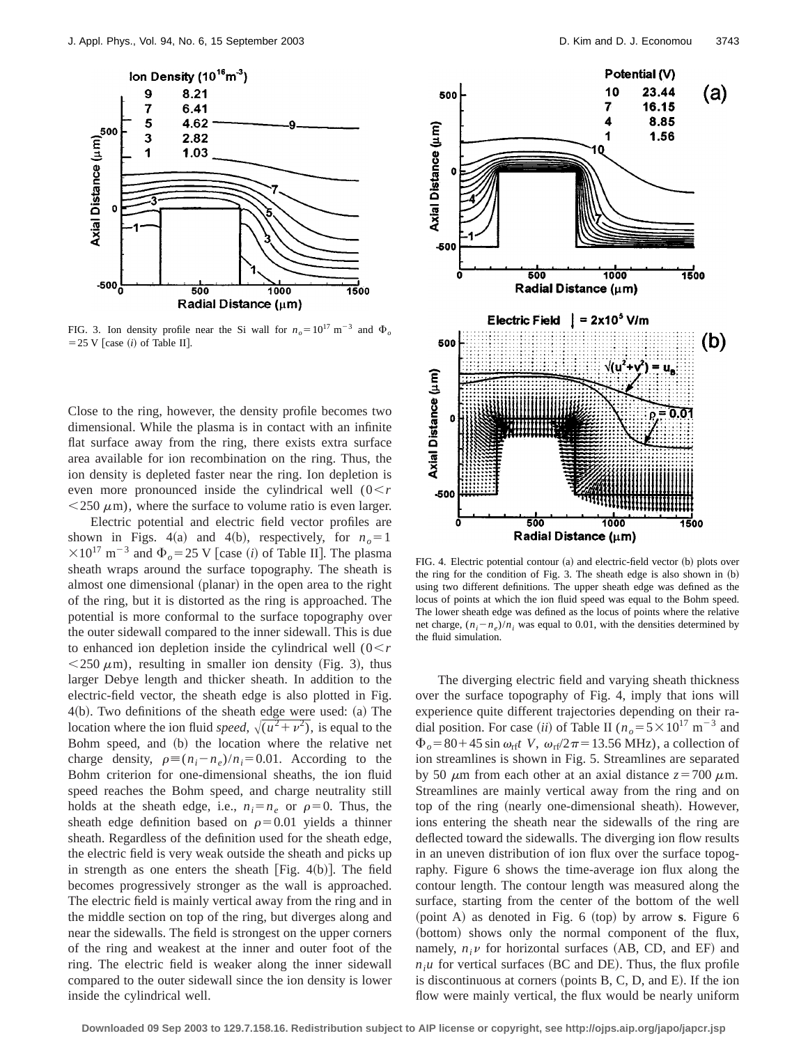FIG. 3. Ion density profile near the Si wall for $n_o = 10^{17}$ m$^{-3}$ and $\Phi_o = 25$ V [case (*i*) of Table II].

Close to the ring, however, the density profile becomes two dimensional. While the plasma is in contact with an infinite flat surface away from the ring, there exists extra surface area available for ion recombination on the ring. Thus, the ion density is depleted faster near the ring. Ion depletion is even more pronounced inside the cylindrical well ($0 < r < 250$ $\mu$m), where the surface to volume ratio is even larger.

Electric potential and electric field vector profiles are shown in Figs. 4(a) and 4(b), respectively, for $n_o = 1 \times 10^{17}$ m$^{-3}$ and $\Phi_o = 25$ V [case (*i*) of Table II]. The plasma sheath wraps around the surface topography. The sheath is almost one dimensional (planar) in the open area to the right of the ring, but it is distorted as the ring is approached. The potential is more conformal to the surface topography over the outer sidewall compared to the inner sidewall. This is due to enhanced ion depletion inside the cylindrical well ($0 < r < 250$ $\mu$m), resulting in smaller ion density (Fig. 3), thus larger Debye length and thicker sheath. In addition to the electric-field vector, the sheath edge is also plotted in Fig. 4(b). Two definitions of the sheath edge were used: (a) The location where the ion fluid *speed*, $\sqrt{(u^2+v^2)}$, is equal to the Bohm speed, and (b) the location where the relative net charge density, $\rho \equiv (n_i - n_e)/n_i = 0.01$. According to the Bohm criterion for one-dimensional sheaths, the ion fluid speed reaches the Bohm speed, and charge neutrality still holds at the sheath edge, i.e., $n_i = n_e$ or $\rho = 0$. Thus, the sheath edge definition based on $\rho = 0.01$ yields a thinner sheath. Regardless of the definition used for the sheath edge, the electric field is very weak outside the sheath and picks up in strength as one enters the sheath [Fig. 4(b)]. The field becomes progressively stronger as the wall is approached. The electric field is mainly vertical away from the ring and in the middle section on top of the ring, but diverges along and near the sidewalls. The field is strongest on the upper corners of the ring and weakest at the inner and outer foot of the ring. The electric field is weaker along the inner sidewall compared to the outer sidewall since the ion density is lower inside the cylindrical well.

FIG. 4. Electric potential contour (a) and electric-field vector (b) plots over the ring for the condition of Fig. 3. The sheath edge is also shown in (b) using two different definitions. The upper sheath edge was defined as the locus of points at which the ion fluid speed was equal to the Bohm speed. The lower sheath edge was defined as the locus of points where the relative net charge, $(n_i - n_e)/n_i$ was equal to 0.01, with the densities determined by the fluid simulation.

The diverging electric field and varying sheath thickness over the surface topography of Fig. 4, imply that ions will experience quite different trajectories depending on their radial position. For case (*ii*) of Table II ($n_o = 5 \times 10^{17}$ m$^{-3}$ and $\Phi_o = 80 + 45 \sin \omega_{rf} t$ V, $\omega_{rf}/2\pi = 13.56$ MHz), a collection of ion streamlines is shown in Fig. 5. Streamlines are separated by 50 $\mu$m from each other at an axial distance $z = 700$ $\mu$m. Streamlines are mainly vertical away from the ring and on top of the ring (nearly one-dimensional sheath). However, ions entering the sheath near the sidewalls of the ring are deflected toward the sidewalls. The diverging ion flow results in an uneven distribution of ion flux over the surface topography. Figure 6 shows the time-average ion flux along the contour length. The contour length was measured along the surface, starting from the center of the bottom of the well (point A) as denoted in Fig. 6 (top) by arrow **s**. Figure 6 (bottom) shows only the normal component of the flux, namely, $n_i v$ for horizontal surfaces (AB, CD, and EF) and $n_i u$ for vertical surfaces (BC and DE). Thus, the flux profile is discontinuous at corners (points B, C, D, and E). If the ion flow were mainly vertical, the flux would be nearly uniform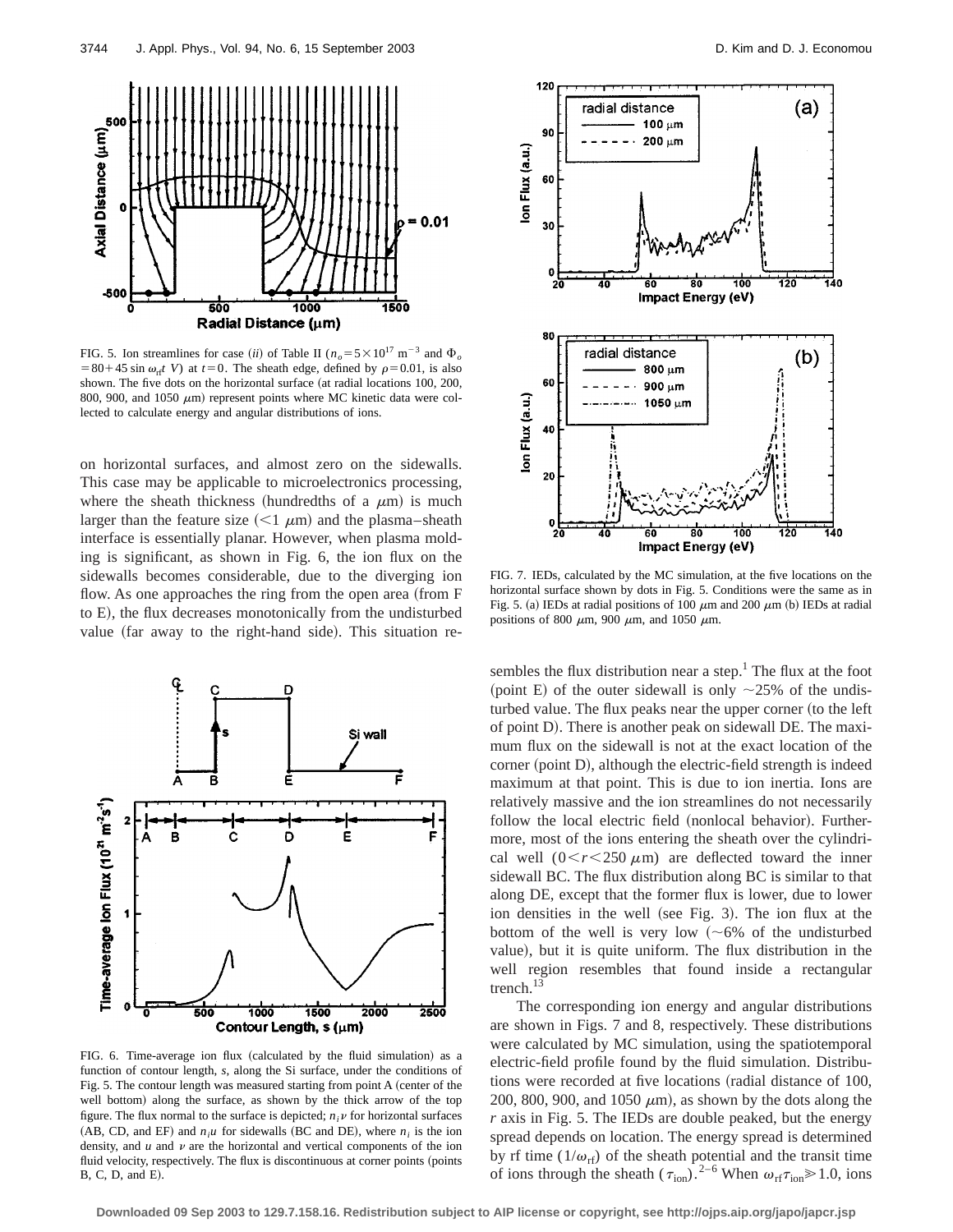FIG. 5. Ion streamlines for case (*ii*) of Table II ($n_o = 5 \times 10^{17}$ m$^{-3}$ and $\Phi_o = 80 + 45 \sin \omega_{rf} t$ V) at $t = 0$. The sheath edge, defined by $\rho = 0.01$, is also shown. The five dots on the horizontal surface (at radial locations 100, 200, 800, 900, and 1050 $\mu$m) represent points where MC kinetic data were collected to calculate energy and angular distributions of ions.

on horizontal surfaces, and almost zero on the sidewalls. This case may be applicable to microelectronics processing, where the sheath thickness (hundredths of a $\mu$m) is much larger than the feature size ($<1$ $\mu$m) and the plasma–sheath interface is essentially planar. However, when plasma molding is significant, as shown in Fig. 6, the ion flux on the sidewalls becomes considerable, due to the diverging ion flow. As one approaches the ring from the open area (from F to E), the flux decreases monotonically from the undisturbed value (far away to the right-hand side). This situation resembles the flux distribution near a step.[1] The flux at the foot (point E) of the outer sidewall is only ~25% of the undisturbed value. The flux peaks near the upper corner (to the left of point D). There is another peak on sidewall DE. The maximum flux on the sidewall is not at the exact location of the corner (point D), although the electric-field strength is indeed maximum at that point. This is due to ion inertia. Ions are relatively massive and the ion streamlines do not necessarily follow the local electric field (nonlocal behavior). Furthermore, most of the ions entering the sheath over the cylindrical well ($0 < r < 250$ $\mu$m) are deflected toward the inner sidewall BC. The flux distribution along BC is similar to that along DE, except that the former flux is lower, due to lower ion densities in the well (see Fig. 3). The ion flux at the bottom of the well is very low (~6% of the undisturbed value), but it is quite uniform. The flux distribution in the well region resembles that found inside a rectangular trench.[13]

FIG. 6. Time-average ion flux (calculated by the fluid simulation) as a function of contour length, *s*, along the Si surface, under the conditions of Fig. 5. The contour length was measured starting from point A (center of the well bottom) along the surface, as shown by the thick arrow of the top figure. The flux normal to the surface is depicted; $n_i v$ for horizontal surfaces (AB, CD, and EF) and $n_i u$ for sidewalls (BC and DE), where $n_i$ is the ion density, and $u$ and $v$ are the horizontal and vertical components of the ion fluid velocity, respectively. The flux is discontinuous at corner points (points B, C, D, and E).

FIG. 7. IEDs, calculated by the MC simulation, at the five locations on the horizontal surface shown by dots in Fig. 5. Conditions were the same as in Fig. 5. (a) IEDs at radial positions of 100 $\mu$m and 200 $\mu$m (b) IEDs at radial positions of 800 $\mu$m, 900 $\mu$m, and 1050 $\mu$m.

The corresponding ion energy and angular distributions are shown in Figs. 7 and 8, respectively. These distributions were calculated by MC simulation, using the spatiotemporal electric-field profile found by the fluid simulation. Distributions were recorded at five locations (radial distance of 100, 200, 800, 900, and 1050 $\mu$m), as shown by the dots along the $r$ axis in Fig. 5. The IEDs are double peaked, but the energy spread depends on location. The energy spread is determined by rf time ($1/\omega_{rf}$) of the sheath potential and the transit time of ions through the sheath ($\tau_{ion}$).[2–6] When $\omega_{rf}\tau_{ion} \gg 1.0$, ions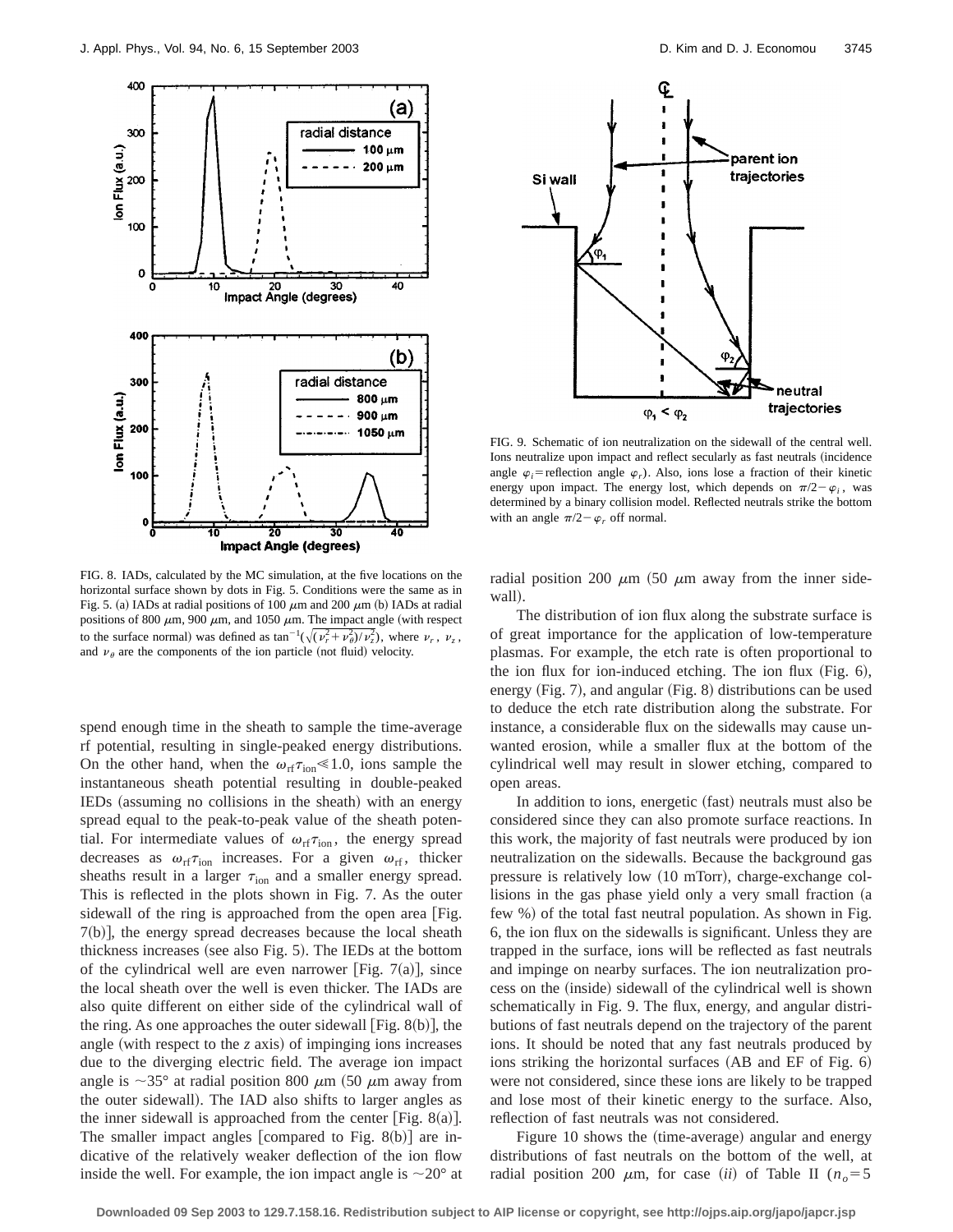FIG. 8. IADs, calculated by the MC simulation, at the five locations on the horizontal surface shown by dots in Fig. 5. Conditions were the same as in Fig. 5. (a) IADs at radial positions of 100 $\mu$m and 200 $\mu$m (b) IADs at radial positions of 800 $\mu$m, 900 $\mu$m, and 1050 $\mu$m. The impact angle (with respect to the surface normal) was defined as $\tan^{-1}(\sqrt{(\nu_r^2+\nu_\theta^2)/\nu_z^2})$, where $\nu_r$, $\nu_z$, and $\nu_\theta$ are the components of the ion particle (not fluid) velocity.

FIG. 9. Schematic of ion neutralization on the sidewall of the central well. Ions neutralize upon impact and reflect secularly as fast neutrals (incidence angle $\varphi_i$=reflection angle $\varphi_r$). Also, ions lose a fraction of their kinetic energy upon impact. The energy lost, which depends on $\pi/2-\varphi_i$, was determined by a binary collision model. Reflected neutrals strike the bottom with an angle $\pi/2-\varphi_r$ off normal.

spend enough time in the sheath to sample the time-average rf potential, resulting in single-peaked energy distributions. On the other hand, when the $\omega_{\mathrm{rf}}\tau_{\mathrm{ion}}\ll 1.0$, ions sample the instantaneous sheath potential resulting in double-peaked IEDs (assuming no collisions in the sheath) with an energy spread equal to the peak-to-peak value of the sheath potential. For intermediate values of $\omega_{\mathrm{rf}}\tau_{\mathrm{ion}}$, the energy spread decreases as $\omega_{\mathrm{rf}}\tau_{\mathrm{ion}}$ increases. For a given $\omega_{\mathrm{rf}}$, thicker sheaths result in a larger $\tau_{\mathrm{ion}}$ and a smaller energy spread. This is reflected in the plots shown in Fig. 7. As the outer sidewall of the ring is approached from the open area [Fig. 7(b)], the energy spread decreases because the local sheath thickness increases (see also Fig. 5). The IEDs at the bottom of the cylindrical well are even narrower [Fig. 7(a)], since the local sheath over the well is even thicker. The IADs are also quite different on either side of the cylindrical wall of the ring. As one approaches the outer sidewall [Fig. 8(b)], the angle (with respect to the $z$ axis) of impinging ions increases due to the diverging electric field. The average ion impact angle is $\sim 35°$ at radial position 800 $\mu$m (50 $\mu$m away from the outer sidewall). The IAD also shifts to larger angles as the inner sidewall is approached from the center [Fig. 8(a)]. The smaller impact angles [compared to Fig. 8(b)] are indicative of the relatively weaker deflection of the ion flow inside the well. For example, the ion impact angle is $\sim 20°$ at radial position 200 $\mu$m (50 $\mu$m away from the inner sidewall).

The distribution of ion flux along the substrate surface is of great importance for the application of low-temperature plasmas. For example, the etch rate is often proportional to the ion flux for ion-induced etching. The ion flux (Fig. 6), energy (Fig. 7), and angular (Fig. 8) distributions can be used to deduce the etch rate distribution along the substrate. For instance, a considerable flux on the sidewalls may cause unwanted erosion, while a smaller flux at the bottom of the cylindrical well may result in slower etching, compared to open areas.

In addition to ions, energetic (fast) neutrals must also be considered since they can also promote surface reactions. In this work, the majority of fast neutrals were produced by ion neutralization on the sidewalls. Because the background gas pressure is relatively low (10 mTorr), charge-exchange collisions in the gas phase yield only a very small fraction (a few %) of the total fast neutral population. As shown in Fig. 6, the ion flux on the sidewalls is significant. Unless they are trapped in the surface, ions will be reflected as fast neutrals and impinge on nearby surfaces. The ion neutralization process on the (inside) sidewall of the cylindrical well is shown schematically in Fig. 9. The flux, energy, and angular distributions of fast neutrals depend on the trajectory of the parent ions. It should be noted that any fast neutrals produced by ions striking the horizontal surfaces (AB and EF of Fig. 6) were not considered, since these ions are likely to be trapped and lose most of their kinetic energy to the surface. Also, reflection of fast neutrals was not considered.

Figure 10 shows the (time-average) angular and energy distributions of fast neutrals on the bottom of the well, at radial position 200 $\mu$m, for case (ii) of Table II ($n_o$=5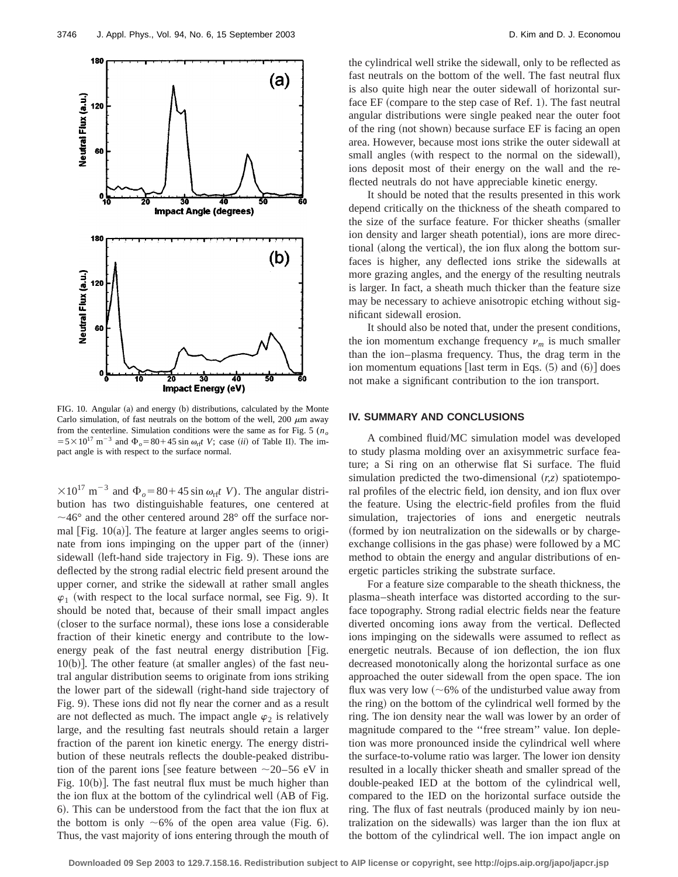FIG. 10. Angular (a) and energy (b) distributions, calculated by the Monte Carlo simulation, of fast neutrals on the bottom of the well, 200 $\mu$m away from the centerline. Simulation conditions were the same as for Fig. 5 ($n_o = 5\times10^{17}$ m$^{-3}$ and $\Phi_o = 80 + 45 \sin \omega_{rf}t$ V; case (*ii*) of Table II). The impact angle is with respect to the surface normal.

$\times10^{17}$ m$^{-3}$ and $\Phi_o = 80 + 45 \sin \omega_{rf}t$ V). The angular distribution has two distinguishable features, one centered at $\sim$46° and the other centered around 28° off the surface normal [Fig. 10(a)]. The feature at larger angles seems to originate from ions impinging on the upper part of the (inner) sidewall (left-hand side trajectory in Fig. 9). These ions are deflected by the strong radial electric field present around the upper corner, and strike the sidewall at rather small angles $\varphi_1$ (with respect to the local surface normal, see Fig. 9). It should be noted that, because of their small impact angles (closer to the surface normal), these ions lose a considerable fraction of their kinetic energy and contribute to the low-energy peak of the fast neutral energy distribution [Fig. 10(b)]. The other feature (at smaller angles) of the fast neutral angular distribution seems to originate from ions striking the lower part of the sidewall (right-hand side trajectory of Fig. 9). These ions did not fly near the corner and as a result are not deflected as much. The impact angle $\varphi_2$ is relatively large, and the resulting fast neutrals should retain a larger fraction of the parent ion kinetic energy. The energy distribution of these neutrals reflects the double-peaked distribution of the parent ions [see feature between $\sim$20–56 eV in Fig. 10(b)]. The fast neutral flux must be much higher than the ion flux at the bottom of the cylindrical well (AB of Fig. 6). This can be understood from the fact that the ion flux at the bottom is only $\sim$6% of the open area value (Fig. 6). Thus, the vast majority of ions entering through the mouth of the cylindrical well strike the sidewall, only to be reflected as fast neutrals on the bottom of the well. The fast neutral flux is also quite high near the outer sidewall of horizontal surface EF (compare to the step case of Ref. 1). The fast neutral angular distributions were single peaked near the outer foot of the ring (not shown) because surface EF is facing an open area. However, because most ions strike the outer sidewall at small angles (with respect to the normal on the sidewall), ions deposit most of their energy on the wall and the reflected neutrals do not have appreciable kinetic energy.

It should be noted that the results presented in this work depend critically on the thickness of the sheath compared to the size of the surface feature. For thicker sheaths (smaller ion density and larger sheath potential), ions are more directional (along the vertical), the ion flux along the bottom surfaces is higher, any deflected ions strike the sidewalls at more grazing angles, and the energy of the resulting neutrals is larger. In fact, a sheath much thicker than the feature size may be necessary to achieve anisotropic etching without significant sidewall erosion.

It should also be noted that, under the present conditions, the ion momentum exchange frequency $\nu_m$ is much smaller than the ion–plasma frequency. Thus, the drag term in the ion momentum equations [last term in Eqs. (5) and (6)] does not make a significant contribution to the ion transport.

## IV. SUMMARY AND CONCLUSIONS

A combined fluid/MC simulation model was developed to study plasma molding over an axisymmetric surface feature; a Si ring on an otherwise flat Si surface. The fluid simulation predicted the two-dimensional $(r,z)$ spatiotemporal profiles of the electric field, ion density, and ion flux over the feature. Using the electric-field profiles from the fluid simulation, trajectories of ions and energetic neutrals (formed by ion neutralization on the sidewalls or by charge-exchange collisions in the gas phase) were followed by a MC method to obtain the energy and angular distributions of energetic particles striking the substrate surface.

For a feature size comparable to the sheath thickness, the plasma–sheath interface was distorted according to the surface topography. Strong radial electric fields near the feature diverted oncoming ions away from the vertical. Deflected ions impinging on the sidewalls were assumed to reflect as energetic neutrals. Because of ion deflection, the ion flux decreased monotonically along the horizontal surface as one approached the outer sidewall from the open space. The ion flux was very low ($\sim$6% of the undisturbed value away from the ring) on the bottom of the cylindrical well formed by the ring. The ion density near the wall was lower by an order of magnitude compared to the ''free stream'' value. Ion depletion was more pronounced inside the cylindrical well where the surface-to-volume ratio was larger. The lower ion density resulted in a locally thicker sheath and smaller spread of the double-peaked IED at the bottom of the cylindrical well, compared to the IED on the horizontal surface outside the ring. The flux of fast neutrals (produced mainly by ion neutralization on the sidewalls) was larger than the ion flux at the bottom of the cylindrical well. The ion impact angle on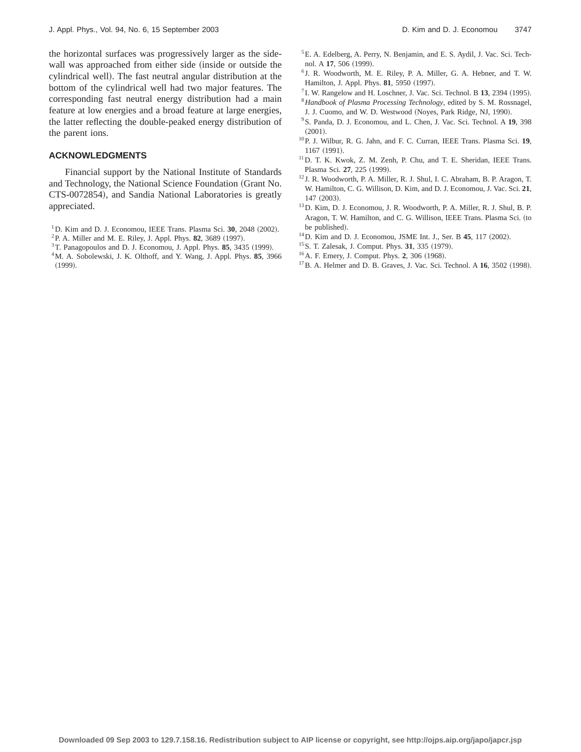the horizontal surfaces was progressively larger as the sidewall was approached from either side (inside or outside the cylindrical well). The fast neutral angular distribution at the bottom of the cylindrical well had two major features. The corresponding fast neutral energy distribution had a main feature at low energies and a broad feature at large energies, the latter reflecting the double-peaked energy distribution of the parent ions.

## ACKNOWLEDGMENTS

Financial support by the National Institute of Standards and Technology, the National Science Foundation (Grant No. CTS-0072854), and Sandia National Laboratories is greatly appreciated.

[1] D. Kim and D. J. Economou, IEEE Trans. Plasma Sci. **30**, 2048 (2002).

[2] P. A. Miller and M. E. Riley, J. Appl. Phys. **82**, 3689 (1997).

[3] T. Panagopoulos and D. J. Economou, J. Appl. Phys. **85**, 3435 (1999).

[4] M. A. Sobolewski, J. K. Olthoff, and Y. Wang, J. Appl. Phys. **85**, 3966 (1999).

[5] E. A. Edelberg, A. Perry, N. Benjamin, and E. S. Aydil, J. Vac. Sci. Technol. A **17**, 506 (1999).

[6] J. R. Woodworth, M. E. Riley, P. A. Miller, G. A. Hebner, and T. W. Hamilton, J. Appl. Phys. **81**, 5950 (1997).

[7] I. W. Rangelow and H. Loschner, J. Vac. Sci. Technol. B **13**, 2394 (1995).

[8] *Handbook of Plasma Processing Technology*, edited by S. M. Rossnagel, J. J. Cuomo, and W. D. Westwood (Noyes, Park Ridge, NJ, 1990).

[9] S. Panda, D. J. Economou, and L. Chen, J. Vac. Sci. Technol. A **19**, 398 (2001).

[10] P. J. Wilbur, R. G. Jahn, and F. C. Curran, IEEE Trans. Plasma Sci. **19**, 1167 (1991).

[11] D. T. K. Kwok, Z. M. Zenh, P. Chu, and T. E. Sheridan, IEEE Trans. Plasma Sci. **27**, 225 (1999).

[12] J. R. Woodworth, P. A. Miller, R. J. Shul, I. C. Abraham, B. P. Aragon, T. W. Hamilton, C. G. Willison, D. Kim, and D. J. Economou, J. Vac. Sci. **21**, 147 (2003).

[13] D. Kim, D. J. Economou, J. R. Woodworth, P. A. Miller, R. J. Shul, B. P. Aragon, T. W. Hamilton, and C. G. Willison, IEEE Trans. Plasma Sci. (to be published).

[14] D. Kim and D. J. Economou, JSME Int. J., Ser. B **45**, 117 (2002).

[15] S. T. Zalesak, J. Comput. Phys. **31**, 335 (1979).

[16] A. F. Emery, J. Comput. Phys. **2**, 306 (1968).

[17] B. A. Helmer and D. B. Graves, J. Vac. Sci. Technol. A **16**, 3502 (1998).